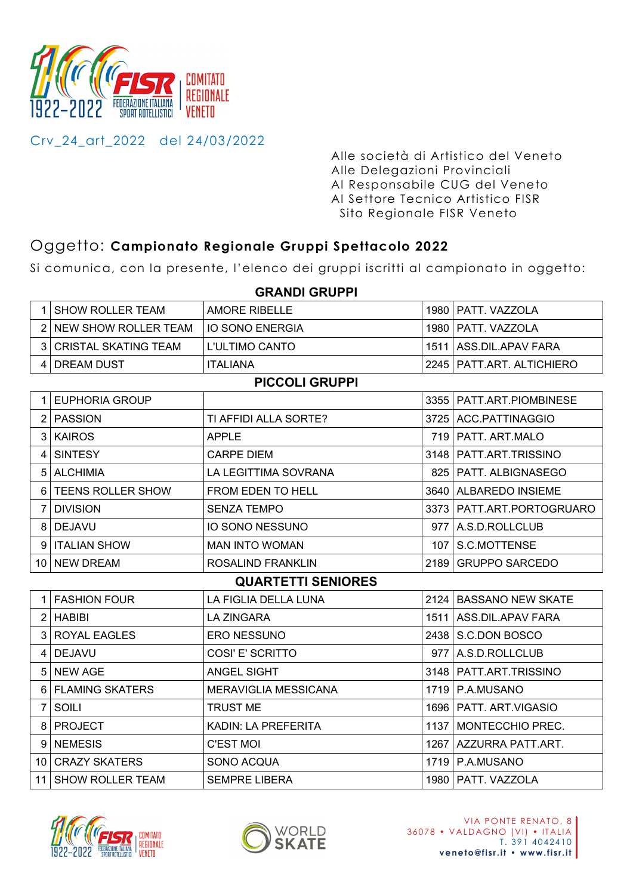Crv_24_art_2022 del 24/03/2022

Alle società di Artistico del Veneto
Alle Delegazioni Provinciali
Al Responsabile CUG del Veneto
Al Settore Tecnico Artistico FISR
Sito Regionale FISR Veneto

Oggetto: **Campionato Regionale Gruppi Spettacolo 2022**

Si comunica, con la presente, l'elenco dei gruppi iscritti al campionato in oggetto:

**GRANDI GRUPPI**

| | | | | |
|---|---|---|---|---|
| 1 | SHOW ROLLER TEAM | AMORE RIBELLE | 1980 | PATT. VAZZOLA |
| 2 | NEW SHOW ROLLER TEAM | IO SONO ENERGIA | 1980 | PATT. VAZZOLA |
| 3 | CRISTAL SKATING TEAM | L'ULTIMO CANTO | 1511 | ASS.DIL.APAV FARA |
| 4 | DREAM DUST | ITALIANA | 2245 | PATT.ART. ALTICHIERO |

**PICCOLI GRUPPI**

| | | | | |
|---|---|---|---|---|
| 1 | EUPHORIA GROUP | | 3355 | PATT.ART.PIOMBINESE |
| 2 | PASSION | TI AFFIDI ALLA SORTE? | 3725 | ACC.PATTINAGGIO |
| 3 | KAIROS | APPLE | 719 | PATT. ART.MALO |
| 4 | SINTESY | CARPE DIEM | 3148 | PATT.ART.TRISSINO |
| 5 | ALCHIMIA | LA LEGITTIMA SOVRANA | 825 | PATT. ALBIGNASEGO |
| 6 | TEENS ROLLER SHOW | FROM EDEN TO HELL | 3640 | ALBAREDO INSIEME |
| 7 | DIVISION | SENZA TEMPO | 3373 | PATT.ART.PORTOGRUARO |
| 8 | DEJAVU | IO SONO NESSUNO | 977 | A.S.D.ROLLCLUB |
| 9 | ITALIAN SHOW | MAN INTO WOMAN | 107 | S.C.MOTTENSE |
| 10 | NEW DREAM | ROSALIND FRANKLIN | 2189 | GRUPPO SARCEDO |

**QUARTETTI SENIORES**

| | | | | |
|---|---|---|---|---|
| 1 | FASHION FOUR | LA FIGLIA DELLA LUNA | 2124 | BASSANO NEW SKATE |
| 2 | HABIBI | LA ZINGARA | 1511 | ASS.DIL.APAV FARA |
| 3 | ROYAL EAGLES | ERO NESSUNO | 2438 | S.C.DON BOSCO |
| 4 | DEJAVU | COSI' E' SCRITTO | 977 | A.S.D.ROLLCLUB |
| 5 | NEW AGE | ANGEL SIGHT | 3148 | PATT.ART.TRISSINO |
| 6 | FLAMING SKATERS | MERAVIGLIA MESSICANA | 1719 | P.A.MUSANO |
| 7 | SOILI | TRUST ME | 1696 | PATT. ART.VIGASIO |
| 8 | PROJECT | KADIN: LA PREFERITA | 1137 | MONTECCHIO PREC. |
| 9 | NEMESIS | C'EST MOI | 1267 | AZZURRA PATT.ART. |
| 10 | CRAZY SKATERS | SONO ACQUA | 1719 | P.A.MUSANO |
| 11 | SHOW ROLLER TEAM | SEMPRE LIBERA | 1980 | PATT. VAZZOLA |

VIA PONTE RENATO, 8
36078 • VALDAGNO (VI) • ITALIA
T. 391 4042410
**veneto@fisr.it • www.fisr.it**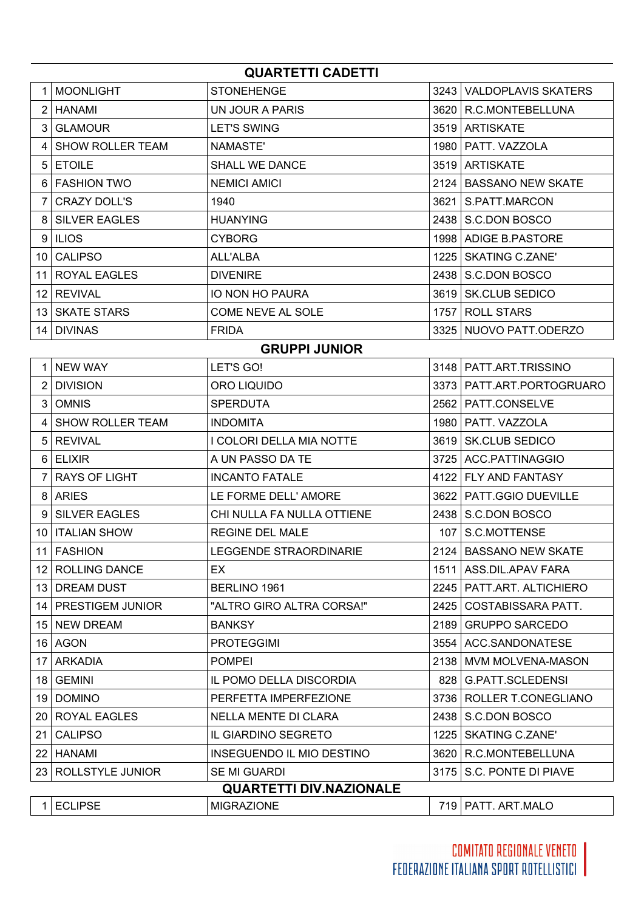## QUARTETTI CADETTI

| | | | | |
|---|---|---|---|---|
| 1 | MOONLIGHT | STONEHENGE | 3243 | VALDOPLAVIS SKATERS |
| 2 | HANAMI | UN JOUR A PARIS | 3620 | R.C.MONTEBELLUNA |
| 3 | GLAMOUR | LET'S SWING | 3519 | ARTISKATE |
| 4 | SHOW ROLLER TEAM | NAMASTE' | 1980 | PATT. VAZZOLA |
| 5 | ETOILE | SHALL WE DANCE | 3519 | ARTISKATE |
| 6 | FASHION TWO | NEMICI AMICI | 2124 | BASSANO NEW SKATE |
| 7 | CRAZY DOLL'S | 1940 | 3621 | S.PATT.MARCON |
| 8 | SILVER EAGLES | HUANYING | 2438 | S.C.DON BOSCO |
| 9 | ILIOS | CYBORG | 1998 | ADIGE B.PASTORE |
| 10 | CALIPSO | ALL'ALBA | 1225 | SKATING C.ZANE' |
| 11 | ROYAL EAGLES | DIVENIRE | 2438 | S.C.DON BOSCO |
| 12 | REVIVAL | IO NON HO PAURA | 3619 | SK.CLUB SEDICO |
| 13 | SKATE STARS | COME NEVE AL SOLE | 1757 | ROLL STARS |
| 14 | DIVINAS | FRIDA | 3325 | NUOVO PATT.ODERZO |

## GRUPPI JUNIOR

| | | | | |
|---|---|---|---|---|
| 1 | NEW WAY | LET'S GO! | 3148 | PATT.ART.TRISSINO |
| 2 | DIVISION | ORO LIQUIDO | 3373 | PATT.ART.PORTOGRUARO |
| 3 | OMNIS | SPERDUTA | 2562 | PATT.CONSELVE |
| 4 | SHOW ROLLER TEAM | INDOMITA | 1980 | PATT. VAZZOLA |
| 5 | REVIVAL | I COLORI DELLA MIA NOTTE | 3619 | SK.CLUB SEDICO |
| 6 | ELIXIR | A UN PASSO DA TE | 3725 | ACC.PATTINAGGIO |
| 7 | RAYS OF LIGHT | INCANTO FATALE | 4122 | FLY AND FANTASY |
| 8 | ARIES | LE FORME DELL' AMORE | 3622 | PATT.GGIO DUEVILLE |
| 9 | SILVER EAGLES | CHI NULLA FA NULLA OTTIENE | 2438 | S.C.DON BOSCO |
| 10 | ITALIAN SHOW | REGINE DEL MALE | 107 | S.C.MOTTENSE |
| 11 | FASHION | LEGGENDE STRAORDINARIE | 2124 | BASSANO NEW SKATE |
| 12 | ROLLING DANCE | EX | 1511 | ASS.DIL.APAV FARA |
| 13 | DREAM DUST | BERLINO 1961 | 2245 | PATT.ART. ALTICHIERO |
| 14 | PRESTIGEM JUNIOR | "ALTRO GIRO ALTRA CORSA!" | 2425 | COSTABISSARA PATT. |
| 15 | NEW DREAM | BANKSY | 2189 | GRUPPO SARCEDO |
| 16 | AGON | PROTEGGIMI | 3554 | ACC.SANDONATESE |
| 17 | ARKADIA | POMPEI | 2138 | MVM MOLVENA-MASON |
| 18 | GEMINI | IL POMO DELLA DISCORDIA | 828 | G.PATT.SCLEDENSI |
| 19 | DOMINO | PERFETTA IMPERFEZIONE | 3736 | ROLLER T.CONEGLIANO |
| 20 | ROYAL EAGLES | NELLA MENTE DI CLARA | 2438 | S.C.DON BOSCO |
| 21 | CALIPSO | IL GIARDINO SEGRETO | 1225 | SKATING C.ZANE' |
| 22 | HANAMI | INSEGUENDO IL MIO DESTINO | 3620 | R.C.MONTEBELLUNA |
| 23 | ROLLSTYLE JUNIOR | SE MI GUARDI | 3175 | S.C. PONTE DI PIAVE |

## QUARTETTI DIV.NAZIONALE

| | | | | |
|---|---|---|---|---|
| 1 | ECLIPSE | MIGRAZIONE | 719 | PATT. ART.MALO |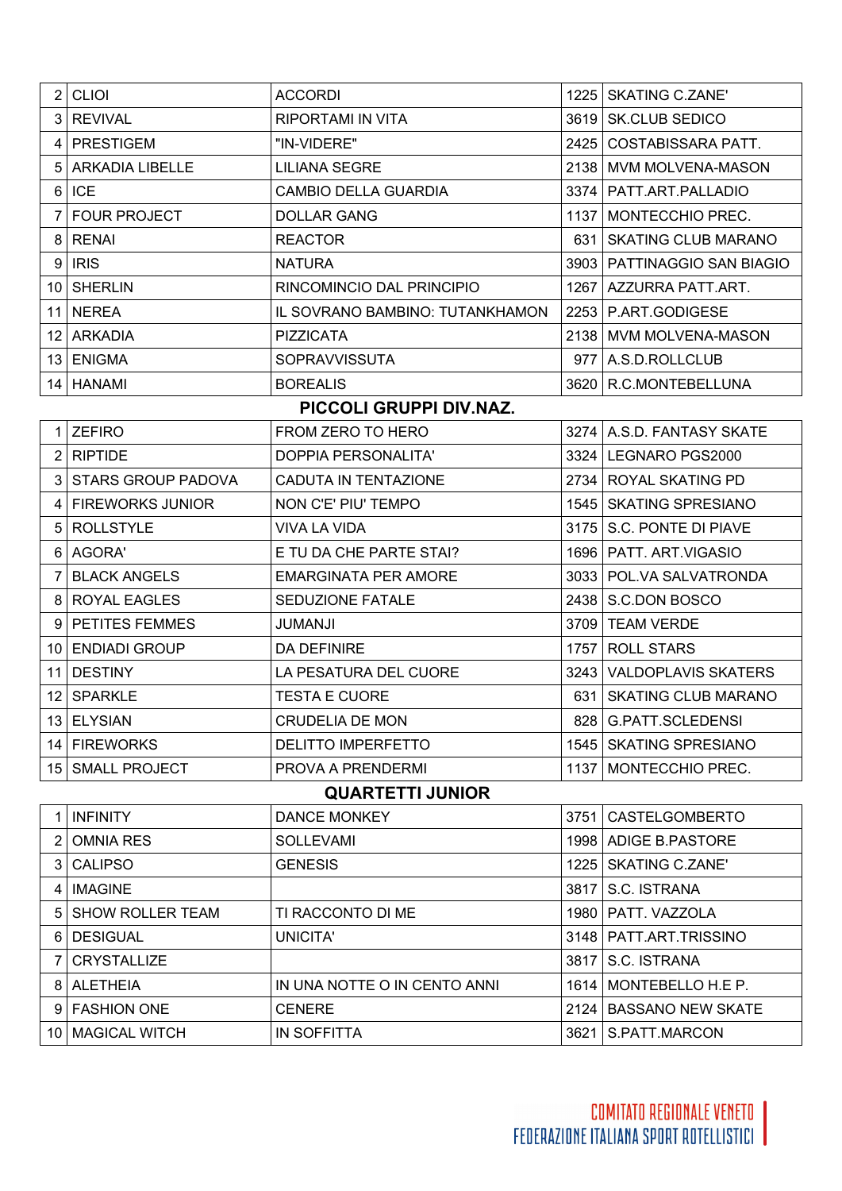| | | | | |
|---|---|---|---|---|
| 2 | CLIOI | ACCORDI | 1225 | SKATING C.ZANE' |
| 3 | REVIVAL | RIPORTAMI IN VITA | 3619 | SK.CLUB SEDICO |
| 4 | PRESTIGEM | "IN-VIDERE" | 2425 | COSTABISSARA PATT. |
| 5 | ARKADIA LIBELLE | LILIANA SEGRE | 2138 | MVM MOLVENA-MASON |
| 6 | ICE | CAMBIO DELLA GUARDIA | 3374 | PATT.ART.PALLADIO |
| 7 | FOUR PROJECT | DOLLAR GANG | 1137 | MONTECCHIO PREC. |
| 8 | RENAI | REACTOR | 631 | SKATING CLUB MARANO |
| 9 | IRIS | NATURA | 3903 | PATTINAGGIO SAN BIAGIO |
| 10 | SHERLIN | RINCOMINCIO DAL PRINCIPIO | 1267 | AZZURRA PATT.ART. |
| 11 | NEREA | IL SOVRANO BAMBINO: TUTANKHAMON | 2253 | P.ART.GODIGESE |
| 12 | ARKADIA | PIZZICATA | 2138 | MVM MOLVENA-MASON |
| 13 | ENIGMA | SOPRAVVISSUTA | 977 | A.S.D.ROLLCLUB |
| 14 | HANAMI | BOREALIS | 3620 | R.C.MONTEBELLUNA |

## PICCOLI GRUPPI DIV.NAZ.

| | | | | |
|---|---|---|---|---|
| 1 | ZEFIRO | FROM ZERO TO HERO | 3274 | A.S.D. FANTASY SKATE |
| 2 | RIPTIDE | DOPPIA PERSONALITA' | 3324 | LEGNARO PGS2000 |
| 3 | STARS GROUP PADOVA | CADUTA IN TENTAZIONE | 2734 | ROYAL SKATING PD |
| 4 | FIREWORKS JUNIOR | NON C'E' PIU' TEMPO | 1545 | SKATING SPRESIANO |
| 5 | ROLLSTYLE | VIVA LA VIDA | 3175 | S.C. PONTE DI PIAVE |
| 6 | AGORA' | E TU DA CHE PARTE STAI? | 1696 | PATT. ART.VIGASIO |
| 7 | BLACK ANGELS | EMARGINATA PER AMORE | 3033 | POL.VA SALVATRONDA |
| 8 | ROYAL EAGLES | SEDUZIONE FATALE | 2438 | S.C.DON BOSCO |
| 9 | PETITES FEMMES | JUMANJI | 3709 | TEAM VERDE |
| 10 | ENDIADI GROUP | DA DEFINIRE | 1757 | ROLL STARS |
| 11 | DESTINY | LA PESATURA DEL CUORE | 3243 | VALDOPLAVIS SKATERS |
| 12 | SPARKLE | TESTA E CUORE | 631 | SKATING CLUB MARANO |
| 13 | ELYSIAN | CRUDELIA DE MON | 828 | G.PATT.SCLEDENSI |
| 14 | FIREWORKS | DELITTO IMPERFETTO | 1545 | SKATING SPRESIANO |
| 15 | SMALL PROJECT | PROVA A PRENDERMI | 1137 | MONTECCHIO PREC. |

## QUARTETTI JUNIOR

| | | | | |
|---|---|---|---|---|
| 1 | INFINITY | DANCE MONKEY | 3751 | CASTELGOMBERTO |
| 2 | OMNIA RES | SOLLEVAMI | 1998 | ADIGE B.PASTORE |
| 3 | CALIPSO | GENESIS | 1225 | SKATING C.ZANE' |
| 4 | IMAGINE | | 3817 | S.C. ISTRANA |
| 5 | SHOW ROLLER TEAM | TI RACCONTO DI ME | 1980 | PATT. VAZZOLA |
| 6 | DESIGUAL | UNICITA' | 3148 | PATT.ART.TRISSINO |
| 7 | CRYSTALLIZE | | 3817 | S.C. ISTRANA |
| 8 | ALETHEIA | IN UNA NOTTE O IN CENTO ANNI | 1614 | MONTEBELLO H.E P. |
| 9 | FASHION ONE | CENERE | 2124 | BASSANO NEW SKATE |
| 10 | MAGICAL WITCH | IN SOFFITTA | 3621 | S.PATT.MARCON |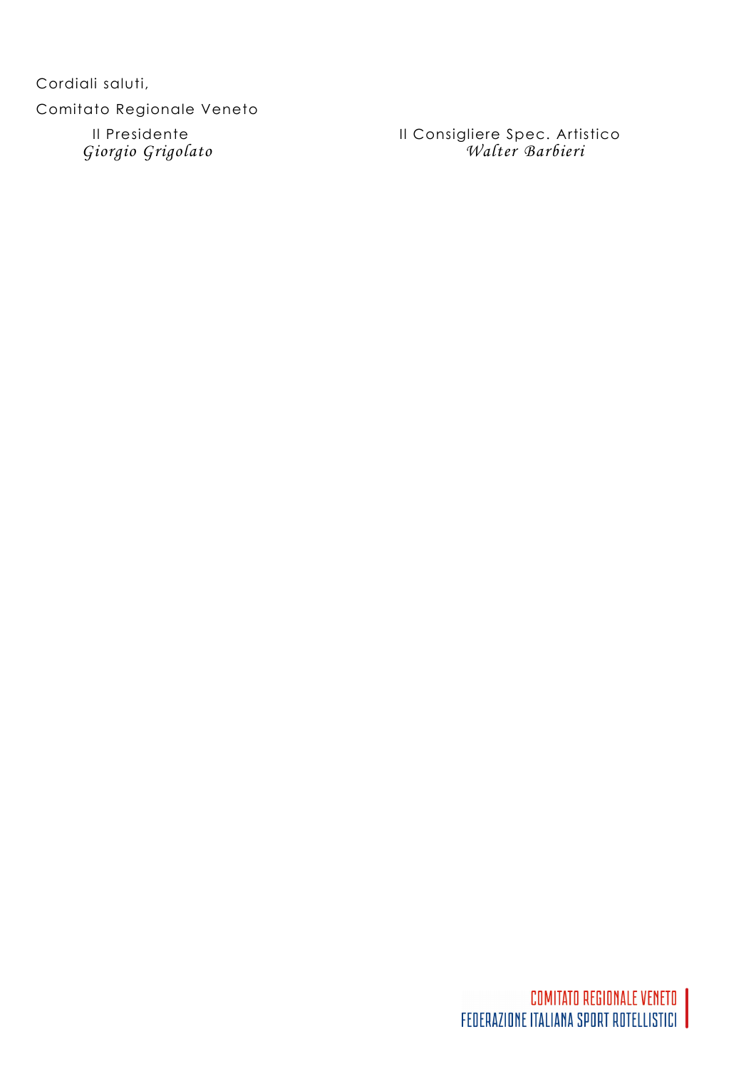Cordiali saluti,

Comitato Regionale Veneto

Il Presidente
*Giorgio Grigolato*

Il Consigliere Spec. Artistico
*Walter Barbieri*